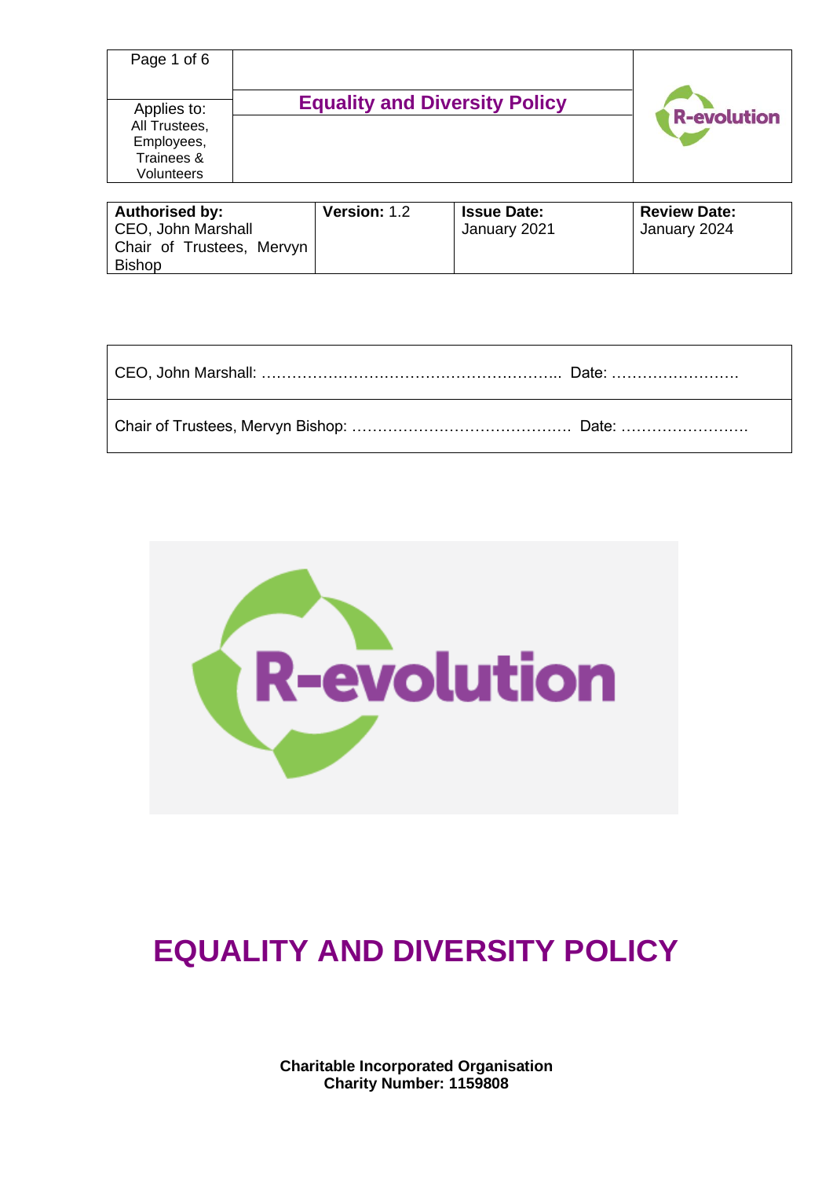| Applies to: All Trustees, Employees, Trainees & Volunteers | **Equality and Diversity Policy** |
|---|---|

| **Authorised by:** CEO, John Marshall Chair of Trustees, Mervyn Bishop | **Version:** 1.2 | **Issue Date:** January 2021 | **Review Date:** January 2024 |
|---|---|---|---|

| |
|---|
| CEO, John Marshall: ………………………………………………….. Date: ……………………. |
| Chair of Trustees, Mervyn Bishop: ……………………………………. Date: ……………………. |

# EQUALITY AND DIVERSITY POLICY

**Charitable Incorporated Organisation**
**Charity Number: 1159808**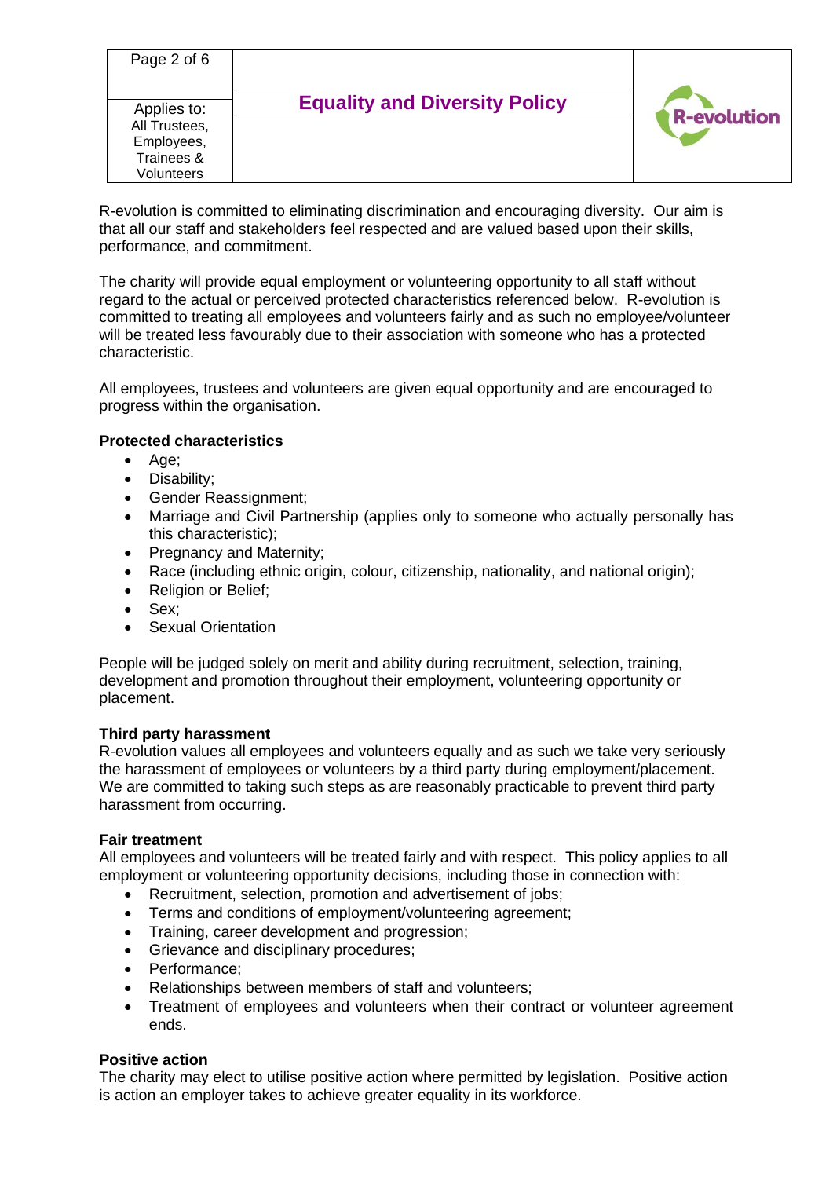R-evolution is committed to eliminating discrimination and encouraging diversity. Our aim is that all our staff and stakeholders feel respected and are valued based upon their skills, performance, and commitment.

The charity will provide equal employment or volunteering opportunity to all staff without regard to the actual or perceived protected characteristics referenced below. R-evolution is committed to treating all employees and volunteers fairly and as such no employee/volunteer will be treated less favourably due to their association with someone who has a protected characteristic.

All employees, trustees and volunteers are given equal opportunity and are encouraged to progress within the organisation.

**Protected characteristics**

- Age;
- Disability;
- Gender Reassignment;
- Marriage and Civil Partnership (applies only to someone who actually personally has this characteristic);
- Pregnancy and Maternity;
- Race (including ethnic origin, colour, citizenship, nationality, and national origin);
- Religion or Belief;
- Sex;
- Sexual Orientation

People will be judged solely on merit and ability during recruitment, selection, training, development and promotion throughout their employment, volunteering opportunity or placement.

**Third party harassment**

R-evolution values all employees and volunteers equally and as such we take very seriously the harassment of employees or volunteers by a third party during employment/placement. We are committed to taking such steps as are reasonably practicable to prevent third party harassment from occurring.

**Fair treatment**

All employees and volunteers will be treated fairly and with respect. This policy applies to all employment or volunteering opportunity decisions, including those in connection with:

- Recruitment, selection, promotion and advertisement of jobs;
- Terms and conditions of employment/volunteering agreement;
- Training, career development and progression;
- Grievance and disciplinary procedures;
- Performance;
- Relationships between members of staff and volunteers;
- Treatment of employees and volunteers when their contract or volunteer agreement ends.

**Positive action**

The charity may elect to utilise positive action where permitted by legislation. Positive action is action an employer takes to achieve greater equality in its workforce.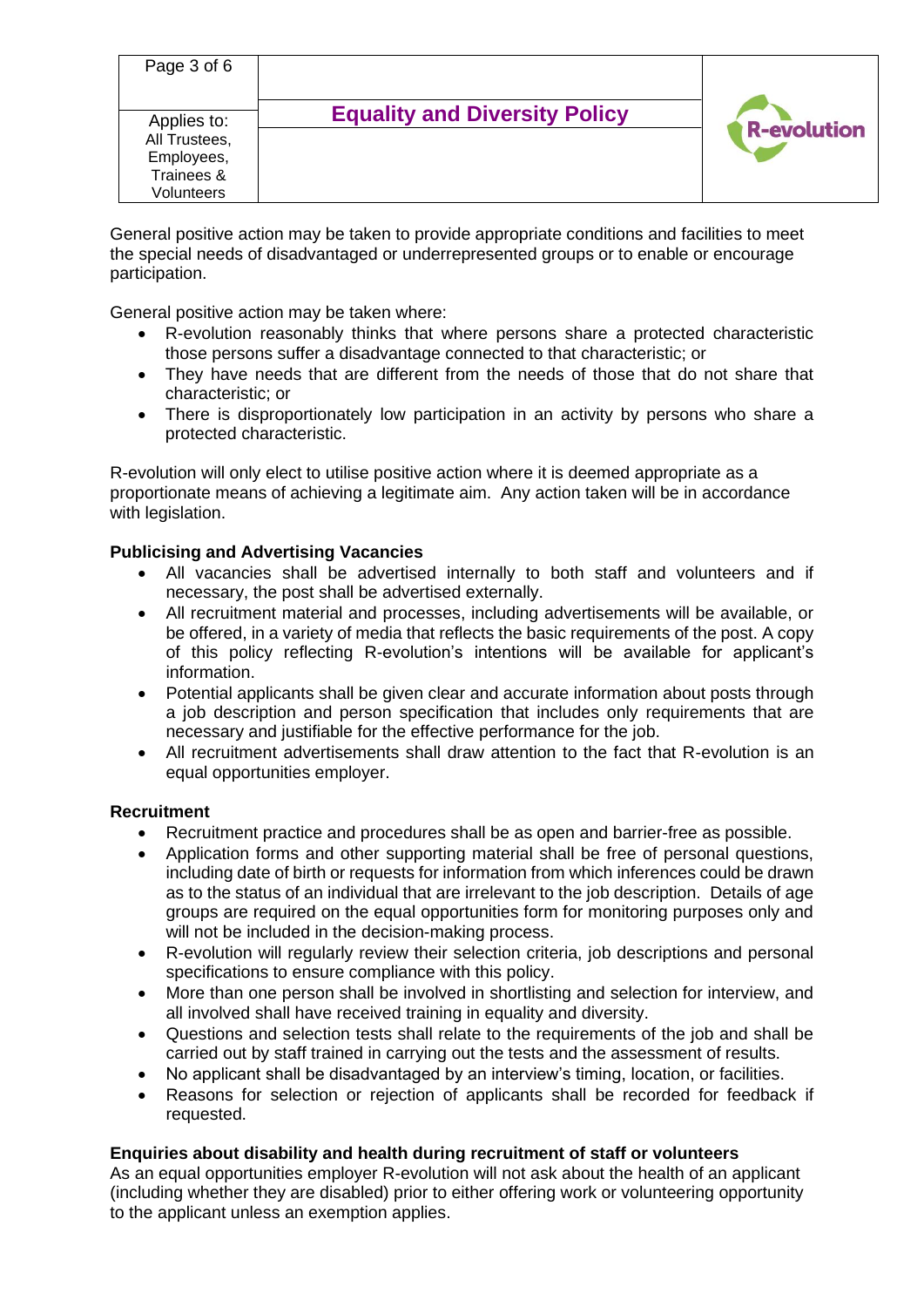General positive action may be taken to provide appropriate conditions and facilities to meet the special needs of disadvantaged or underrepresented groups or to enable or encourage participation.

General positive action may be taken where:

- R-evolution reasonably thinks that where persons share a protected characteristic those persons suffer a disadvantage connected to that characteristic; or
- They have needs that are different from the needs of those that do not share that characteristic; or
- There is disproportionately low participation in an activity by persons who share a protected characteristic.

R-evolution will only elect to utilise positive action where it is deemed appropriate as a proportionate means of achieving a legitimate aim. Any action taken will be in accordance with legislation.

**Publicising and Advertising Vacancies**

- All vacancies shall be advertised internally to both staff and volunteers and if necessary, the post shall be advertised externally.
- All recruitment material and processes, including advertisements will be available, or be offered, in a variety of media that reflects the basic requirements of the post. A copy of this policy reflecting R-evolution's intentions will be available for applicant's information.
- Potential applicants shall be given clear and accurate information about posts through a job description and person specification that includes only requirements that are necessary and justifiable for the effective performance for the job.
- All recruitment advertisements shall draw attention to the fact that R-evolution is an equal opportunities employer.

**Recruitment**

- Recruitment practice and procedures shall be as open and barrier-free as possible.
- Application forms and other supporting material shall be free of personal questions, including date of birth or requests for information from which inferences could be drawn as to the status of an individual that are irrelevant to the job description. Details of age groups are required on the equal opportunities form for monitoring purposes only and will not be included in the decision-making process.
- R-evolution will regularly review their selection criteria, job descriptions and personal specifications to ensure compliance with this policy.
- More than one person shall be involved in shortlisting and selection for interview, and all involved shall have received training in equality and diversity.
- Questions and selection tests shall relate to the requirements of the job and shall be carried out by staff trained in carrying out the tests and the assessment of results.
- No applicant shall be disadvantaged by an interview's timing, location, or facilities.
- Reasons for selection or rejection of applicants shall be recorded for feedback if requested.

**Enquiries about disability and health during recruitment of staff or volunteers**

As an equal opportunities employer R-evolution will not ask about the health of an applicant (including whether they are disabled) prior to either offering work or volunteering opportunity to the applicant unless an exemption applies.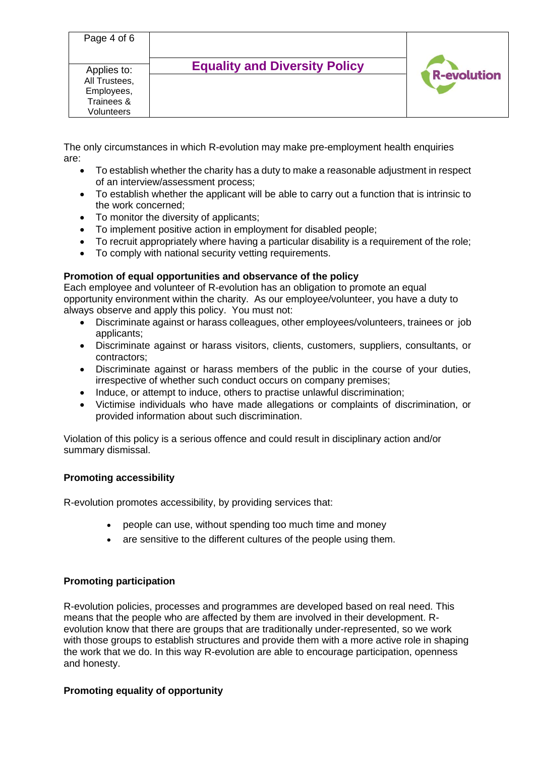The only circumstances in which R-evolution may make pre-employment health enquiries are:

- To establish whether the charity has a duty to make a reasonable adjustment in respect of an interview/assessment process;
- To establish whether the applicant will be able to carry out a function that is intrinsic to the work concerned;
- To monitor the diversity of applicants;
- To implement positive action in employment for disabled people;
- To recruit appropriately where having a particular disability is a requirement of the role;
- To comply with national security vetting requirements.

**Promotion of equal opportunities and observance of the policy**

Each employee and volunteer of R-evolution has an obligation to promote an equal opportunity environment within the charity. As our employee/volunteer, you have a duty to always observe and apply this policy. You must not:

- Discriminate against or harass colleagues, other employees/volunteers, trainees or job applicants;
- Discriminate against or harass visitors, clients, customers, suppliers, consultants, or contractors;
- Discriminate against or harass members of the public in the course of your duties, irrespective of whether such conduct occurs on company premises;
- Induce, or attempt to induce, others to practise unlawful discrimination;
- Victimise individuals who have made allegations or complaints of discrimination, or provided information about such discrimination.

Violation of this policy is a serious offence and could result in disciplinary action and/or summary dismissal.

**Promoting accessibility**

R-evolution promotes accessibility, by providing services that:

- people can use, without spending too much time and money
- are sensitive to the different cultures of the people using them.

**Promoting participation**

R-evolution policies, processes and programmes are developed based on real need. This means that the people who are affected by them are involved in their development. R-evolution know that there are groups that are traditionally under-represented, so we work with those groups to establish structures and provide them with a more active role in shaping the work that we do. In this way R-evolution are able to encourage participation, openness and honesty.

**Promoting equality of opportunity**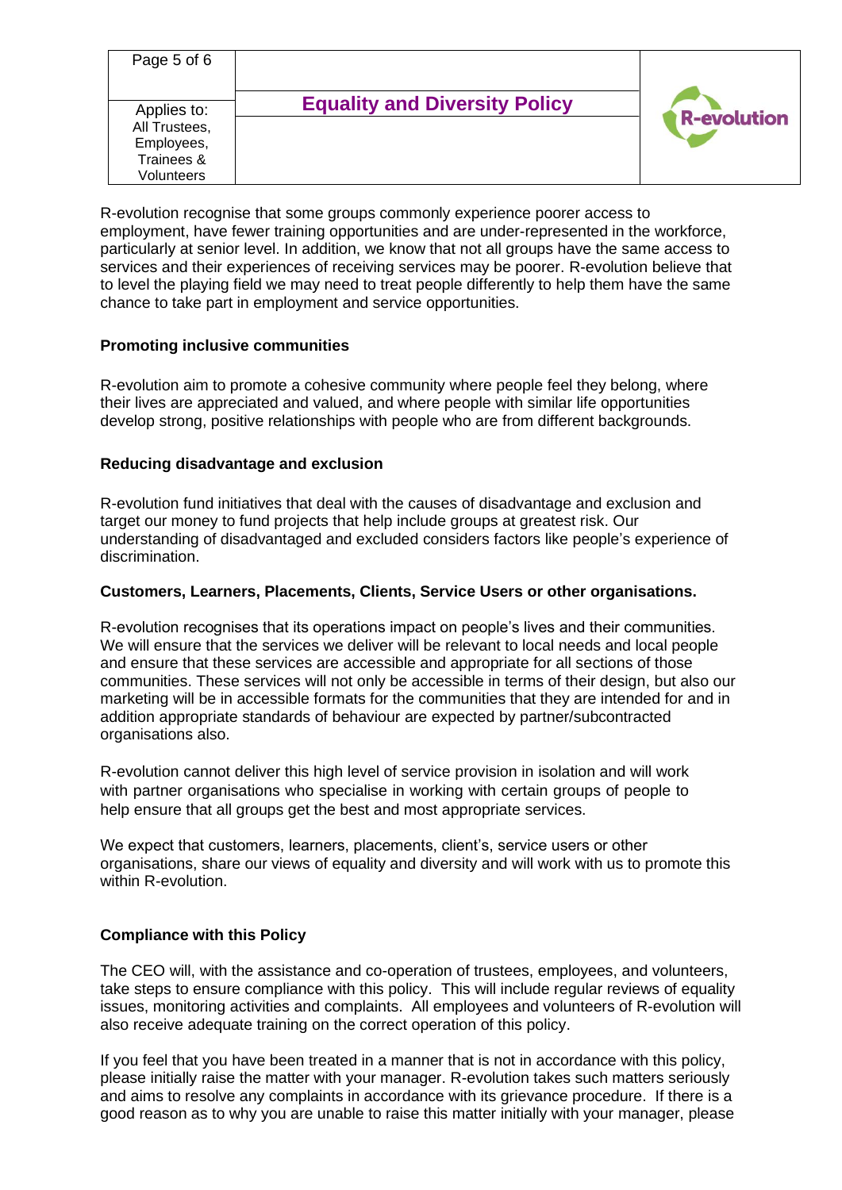R-evolution recognise that some groups commonly experience poorer access to employment, have fewer training opportunities and are under-represented in the workforce, particularly at senior level. In addition, we know that not all groups have the same access to services and their experiences of receiving services may be poorer. R-evolution believe that to level the playing field we may need to treat people differently to help them have the same chance to take part in employment and service opportunities.

**Promoting inclusive communities**

R-evolution aim to promote a cohesive community where people feel they belong, where their lives are appreciated and valued, and where people with similar life opportunities develop strong, positive relationships with people who are from different backgrounds.

**Reducing disadvantage and exclusion**

R-evolution fund initiatives that deal with the causes of disadvantage and exclusion and target our money to fund projects that help include groups at greatest risk. Our understanding of disadvantaged and excluded considers factors like people's experience of discrimination.

**Customers, Learners, Placements, Clients, Service Users or other organisations.**

R-evolution recognises that its operations impact on people's lives and their communities. We will ensure that the services we deliver will be relevant to local needs and local people and ensure that these services are accessible and appropriate for all sections of those communities. These services will not only be accessible in terms of their design, but also our marketing will be in accessible formats for the communities that they are intended for and in addition appropriate standards of behaviour are expected by partner/subcontracted organisations also.

R-evolution cannot deliver this high level of service provision in isolation and will work with partner organisations who specialise in working with certain groups of people to help ensure that all groups get the best and most appropriate services.

We expect that customers, learners, placements, client's, service users or other organisations, share our views of equality and diversity and will work with us to promote this within R-evolution.

**Compliance with this Policy**

The CEO will, with the assistance and co-operation of trustees, employees, and volunteers, take steps to ensure compliance with this policy. This will include regular reviews of equality issues, monitoring activities and complaints. All employees and volunteers of R-evolution will also receive adequate training on the correct operation of this policy.

If you feel that you have been treated in a manner that is not in accordance with this policy, please initially raise the matter with your manager. R-evolution takes such matters seriously and aims to resolve any complaints in accordance with its grievance procedure. If there is a good reason as to why you are unable to raise this matter initially with your manager, please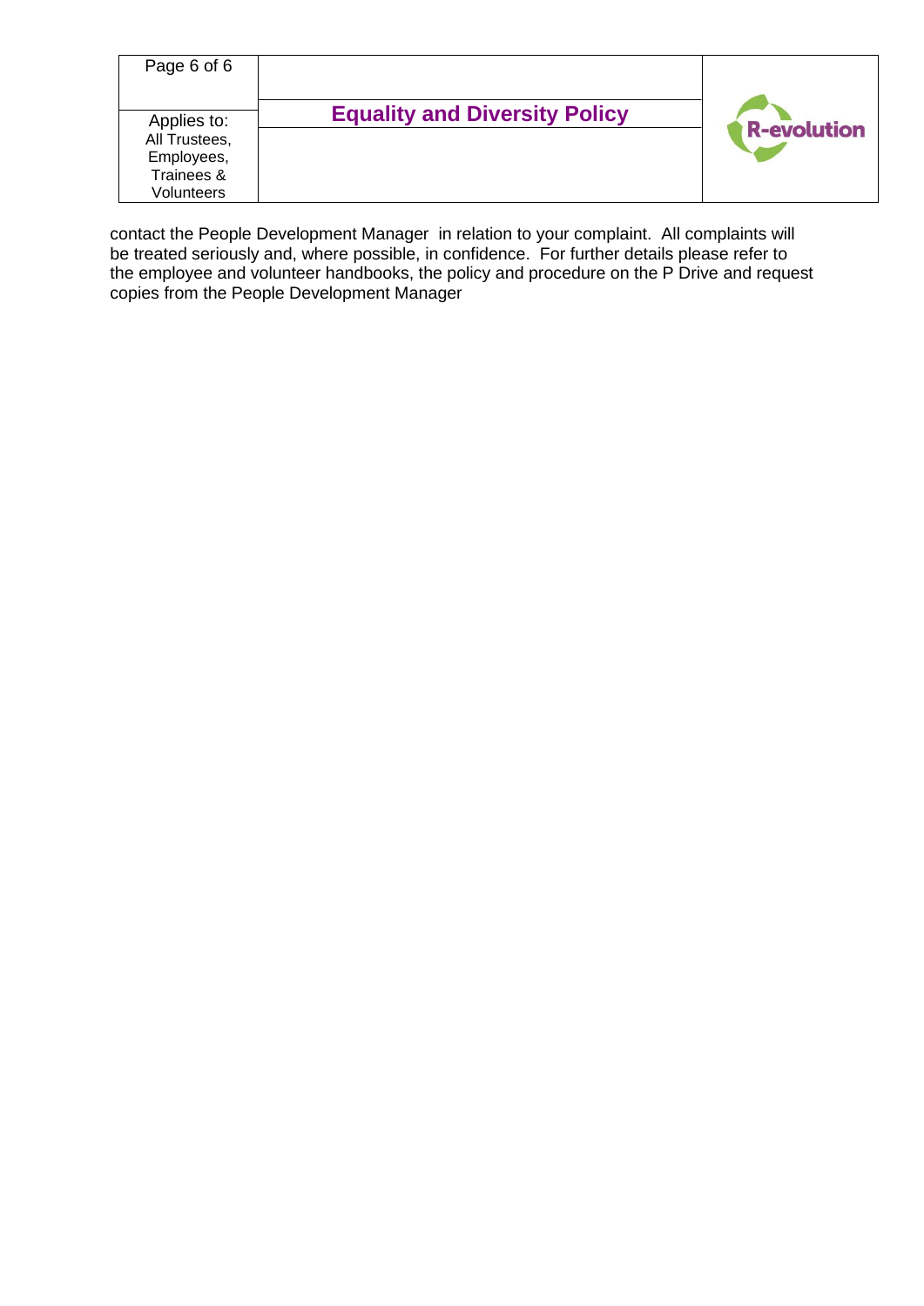contact the People Development Manager in relation to your complaint. All complaints will be treated seriously and, where possible, in confidence. For further details please refer to the employee and volunteer handbooks, the policy and procedure on the P Drive and request copies from the People Development Manager